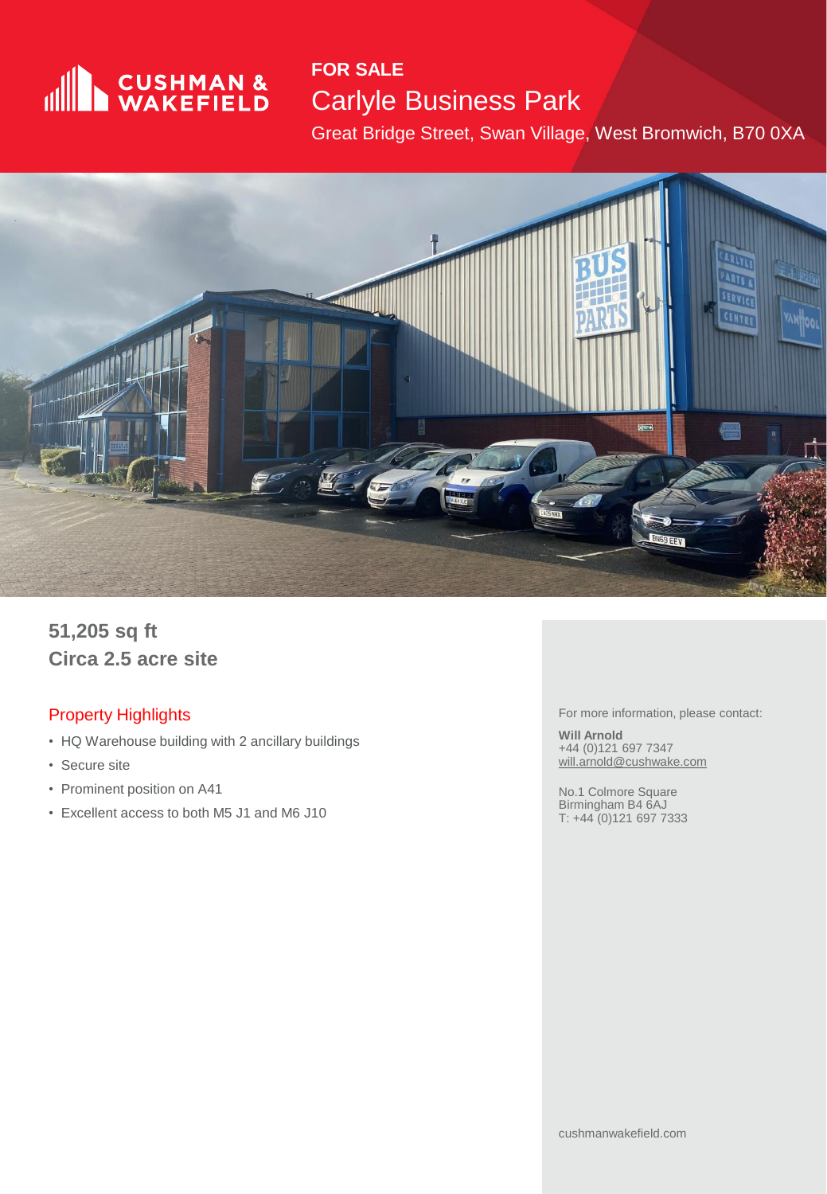FOR SALE

# Carlyle Business Park

Great Bridge Street, Swan Village, West Bromwich, B70 0XA

**51,205 sq ft**
**Circa 2.5 acre site**

## Property Highlights

- HQ Warehouse building with 2 ancillary buildings
- Secure site
- Prominent position on A41
- Excellent access to both M5 J1 and M6 J10

For more information, please contact:

**Will Arnold**
+44 (0)121 697 7347
will.arnold@cushwake.com

No.1 Colmore Square
Birmingham B4 6AJ
T: +44 (0)121 697 7333

cushmanwakefield.com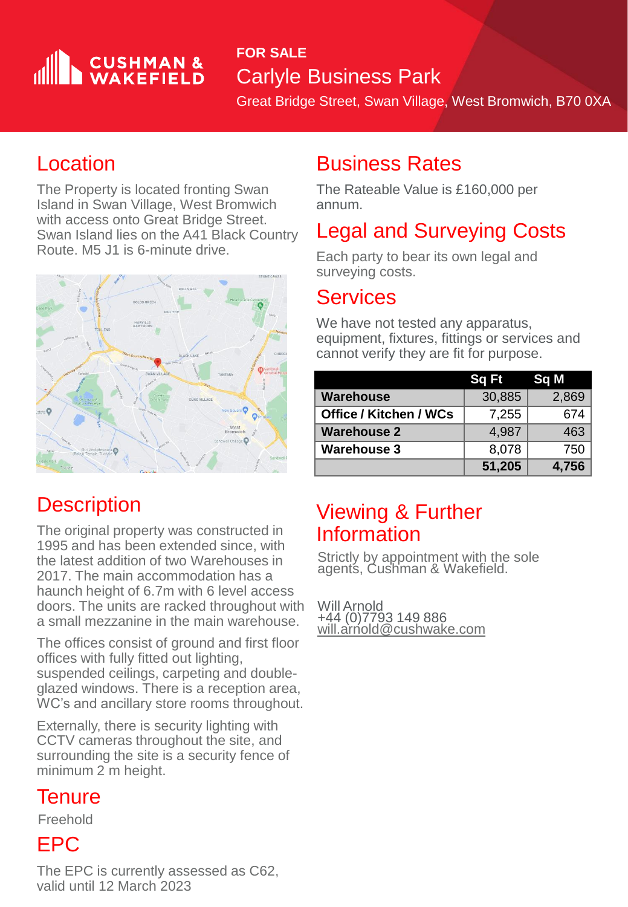FOR SALE

# Carlyle Business Park

Great Bridge Street, Swan Village, West Bromwich, B70 0XA

## Location

The Property is located fronting Swan Island in Swan Village, West Bromwich with access onto Great Bridge Street. Swan Island lies on the A41 Black Country Route. M5 J1 is 6-minute drive.

## Description

The original property was constructed in 1995 and has been extended since, with the latest addition of two Warehouses in 2017. The main accommodation has a haunch height of 6.7m with 6 level access doors. The units are racked throughout with a small mezzanine in the main warehouse.

The offices consist of ground and first floor offices with fully fitted out lighting, suspended ceilings, carpeting and double-glazed windows. There is a reception area, WC's and ancillary store rooms throughout.

Externally, there is security lighting with CCTV cameras throughout the site, and surrounding the site is a security fence of minimum 2 m height.

## Tenure

Freehold

## EPC

The EPC is currently assessed as C62, valid until 12 March 2023

## Business Rates

The Rateable Value is £160,000 per annum.

## Legal and Surveying Costs

Each party to bear its own legal and surveying costs.

## Services

We have not tested any apparatus, equipment, fixtures, fittings or services and cannot verify they are fit for purpose.

| | Sq Ft | Sq M |
|---|---|---|
| **Warehouse** | 30,885 | 2,869 |
| **Office / Kitchen / WCs** | 7,255 | 674 |
| **Warehouse 2** | 4,987 | 463 |
| **Warehouse 3** | 8,078 | 750 |
| | **51,205** | **4,756** |

## Viewing & Further Information

Strictly by appointment with the sole agents, Cushman & Wakefield.

Will Arnold
+44 (0)7793 149 886
will.arnold@cushwake.com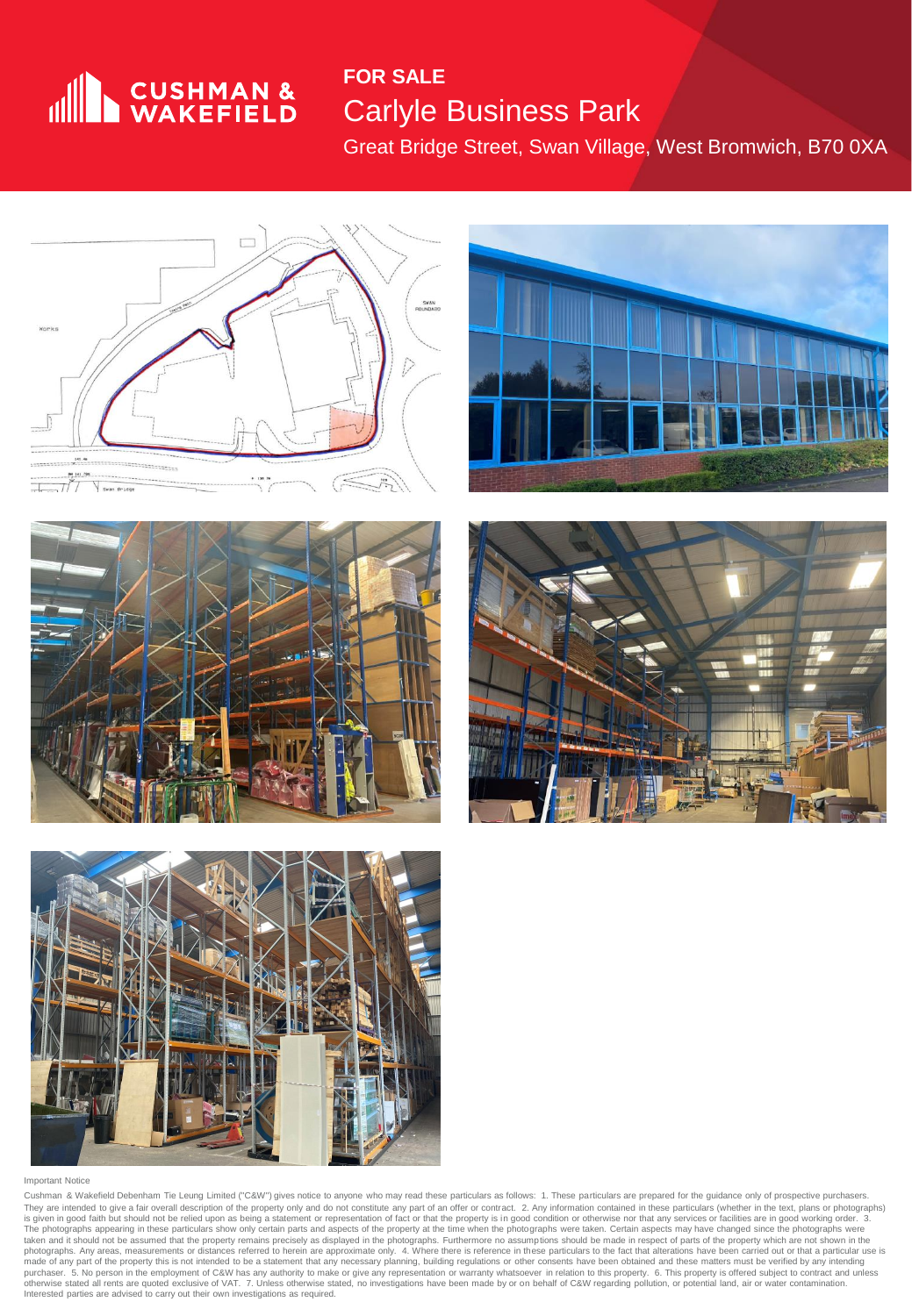CUSHMAN & WAKEFIELD

**FOR SALE**

# Carlyle Business Park

Great Bridge Street, Swan Village, West Bromwich, B70 0XA

Important Notice

Cushman & Wakefield Debenham Tie Leung Limited ("C&W") gives notice to anyone who may read these particulars as follows: 1. These particulars are prepared for the guidance only of prospective purchasers. They are intended to give a fair overall description of the property only and do not constitute any part of an offer or contract. 2. Any information contained in these particulars (whether in the text, plans or photographs) is given in good faith but should not be relied upon as being a statement or representation of fact or that the property is in good condition or otherwise nor that any services or facilities are in good working order. 3. The photographs appearing in these particulars show only certain parts and aspects of the property at the time when the photographs were taken. Certain aspects may have changed since the photographs were taken and it should not be assumed that the property remains precisely as displayed in the photographs. Furthermore no assumptions should be made in respect of parts of the property which are not shown in the photographs. Any areas, measurements or distances referred to herein are approximate only. 4. Where there is reference in these particulars to the fact that alterations have been carried out or that a particular use is made of any part of the property this is not intended to be a statement that any necessary planning, building regulations or other consents have been obtained and these matters must be verified by any intending purchaser. 5. No person in the employment of C&W has any authority to make or give any representation or warranty whatsoever in relation to this property. 6. This property is offered subject to contract and unless otherwise stated all rents are quoted exclusive of VAT. 7. Unless otherwise stated, no investigations have been made by or on behalf of C&W regarding pollution, or potential land, air or water contamination. Interested parties are advised to carry out their own investigations as required.